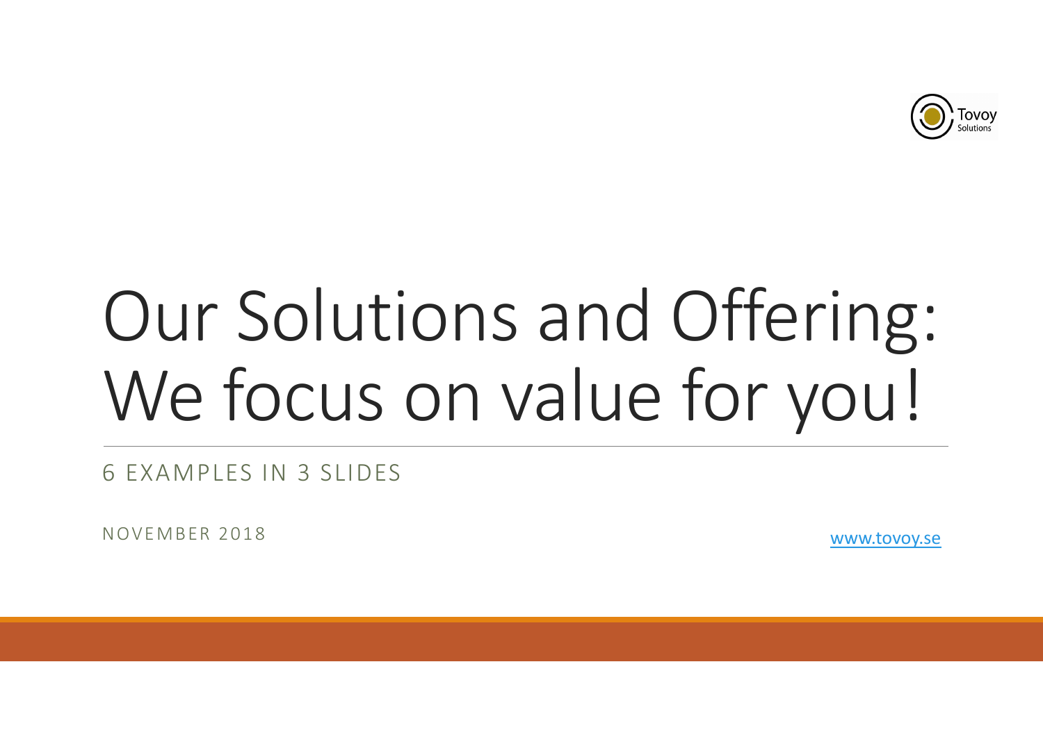Tovoy Solutions

# Our Solutions and Offering: We focus on value for you!

6 EXAMPLES IN 3 SLIDES

NOVEMBER 2018

www.tovoy.se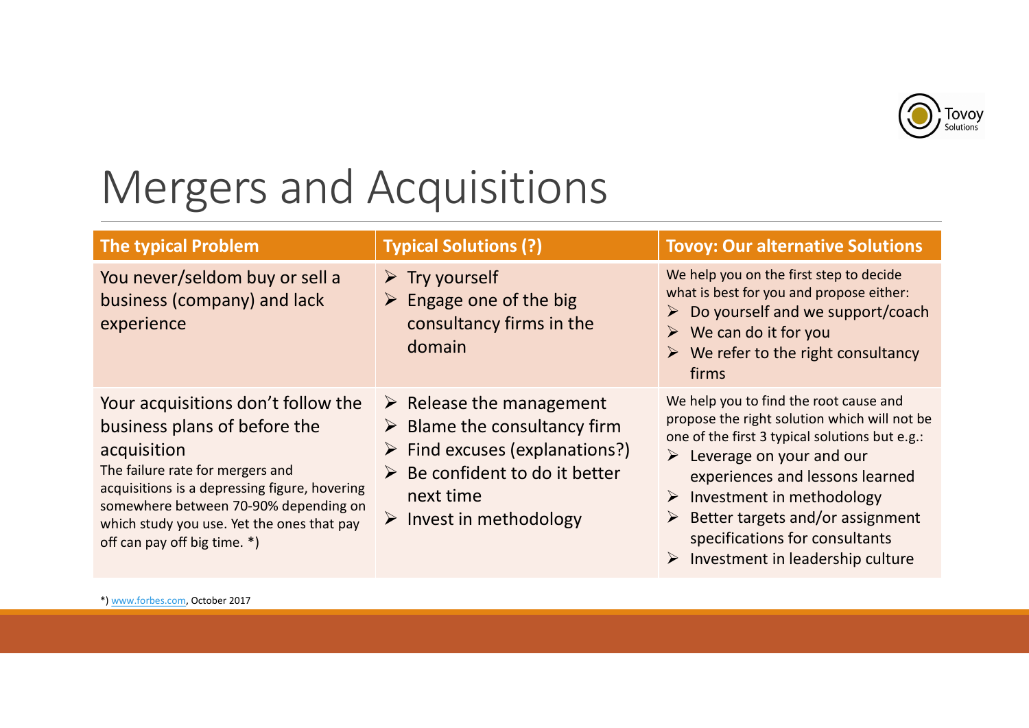# Mergers and Acquisitions

| The typical Problem | Typical Solutions (?) | Tovoy: Our alternative Solutions |
| --- | --- | --- |
| You never/seldom buy or sell a business (company) and lack experience | ➢ Try yourself<br>➢ Engage one of the big consultancy firms in the domain | We help you on the first step to decide what is best for you and propose either:<br>➢ Do yourself and we support/coach<br>➢ We can do it for you<br>➢ We refer to the right consultancy firms |
| Your acquisitions don't follow the business plans of before the acquisition<br>The failure rate for mergers and acquisitions is a depressing figure, hovering somewhere between 70-90% depending on which study you use. Yet the ones that pay off can pay off big time. *) | ➢ Release the management<br>➢ Blame the consultancy firm<br>➢ Find excuses (explanations?)<br>➢ Be confident to do it better next time<br>➢ Invest in methodology | We help you to find the root cause and propose the right solution which will not be one of the first 3 typical solutions but e.g.:<br>➢ Leverage on your and our experiences and lessons learned<br>➢ Investment in methodology<br>➢ Better targets and/or assignment specifications for consultants<br>➢ Investment in leadership culture |

*) www.forbes.com, October 2017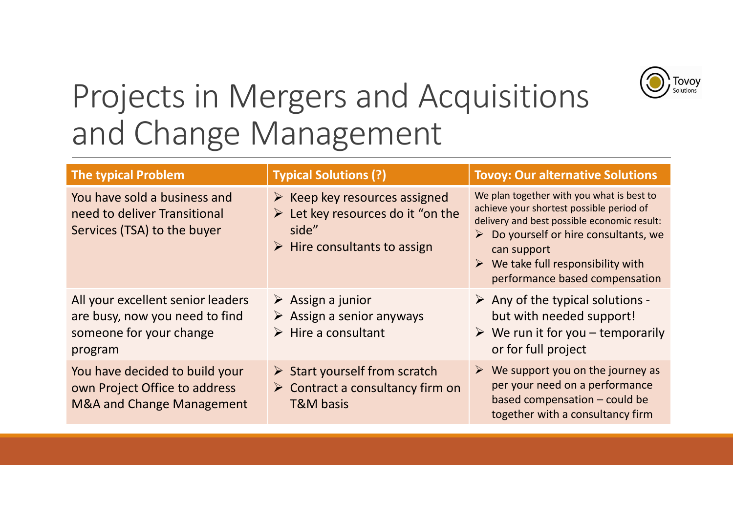# Projects in Mergers and Acquisitions and Change Management

| The typical Problem | Typical Solutions (?) | Tovoy: Our alternative Solutions |
| --- | --- | --- |
| You have sold a business and need to deliver Transitional Services (TSA) to the buyer | ➢ Keep key resources assigned<br>➢ Let key resources do it "on the side"<br>➢ Hire consultants to assign | We plan together with you what is best to achieve your shortest possible period of delivery and best possible economic result:<br>➢ Do yourself or hire consultants, we can support<br>➢ We take full responsibility with performance based compensation |
| All your excellent senior leaders are busy, now you need to find someone for your change program | ➢ Assign a junior<br>➢ Assign a senior anyways<br>➢ Hire a consultant | ➢ Any of the typical solutions - but with needed support!<br>➢ We run it for you – temporarily or for full project |
| You have decided to build your own Project Office to address M&A and Change Management | ➢ Start yourself from scratch<br>➢ Contract a consultancy firm on T&M basis | ➢ We support you on the journey as per your need on a performance based compensation – could be together with a consultancy firm |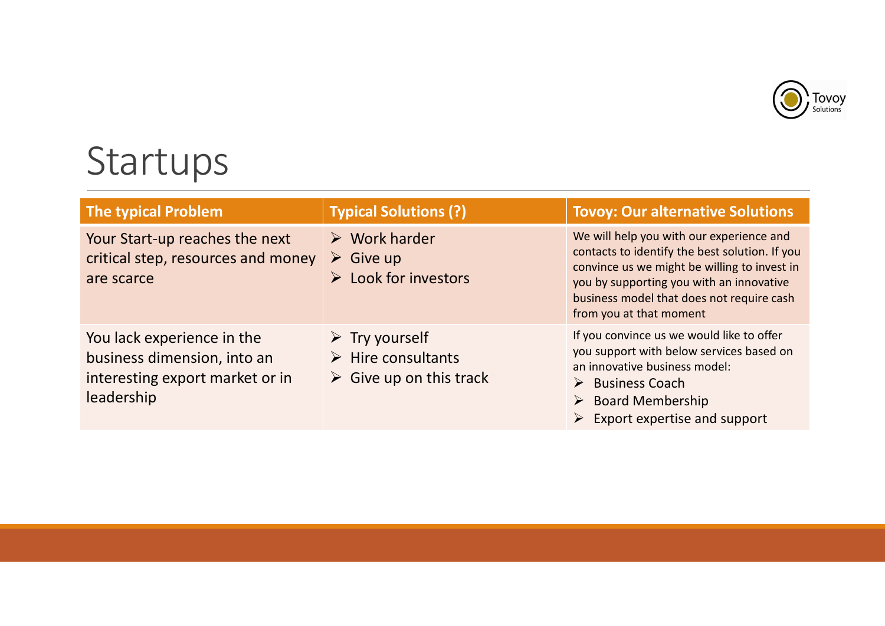# Startups

| The typical Problem | Typical Solutions (?) | Tovoy: Our alternative Solutions |
|---|---|---|
| Your Start-up reaches the next critical step, resources and money are scarce | ➢ Work harder<br>➢ Give up<br>➢ Look for investors | We will help you with our experience and contacts to identify the best solution. If you convince us we might be willing to invest in you by supporting you with an innovative business model that does not require cash from you at that moment |
| You lack experience in the business dimension, into an interesting export market or in leadership | ➢ Try yourself<br>➢ Hire consultants<br>➢ Give up on this track | If you convince us we would like to offer you support with below services based on an innovative business model:<br>➢ Business Coach<br>➢ Board Membership<br>➢ Export expertise and support |